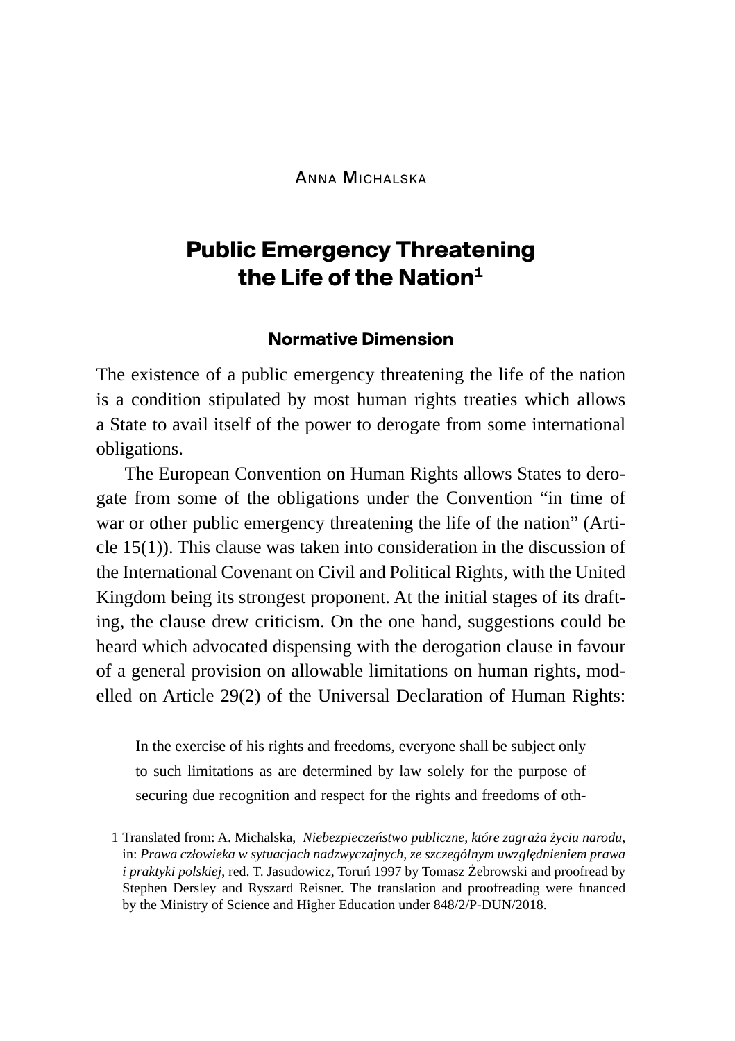Anna Michalska

# Public Emergency Threatening the Life of the Nation[1]

## Normative Dimension

The existence of a public emergency threatening the life of the nation is a condition stipulated by most human rights treaties which allows a State to avail itself of the power to derogate from some international obligations.

The European Convention on Human Rights allows States to derogate from some of the obligations under the Convention "in time of war or other public emergency threatening the life of the nation" (Article 15(1)). This clause was taken into consideration in the discussion of the International Covenant on Civil and Political Rights, with the United Kingdom being its strongest proponent. At the initial stages of its drafting, the clause drew criticism. On the one hand, suggestions could be heard which advocated dispensing with the derogation clause in favour of a general provision on allowable limitations on human rights, modelled on Article 29(2) of the Universal Declaration of Human Rights:

> In the exercise of his rights and freedoms, everyone shall be subject only to such limitations as are determined by law solely for the purpose of securing due recognition and respect for the rights and freedoms of oth-

---

1 Translated from: A. Michalska, *Niebezpieczeństwo publiczne, które zagraża życiu narodu*, in: *Prawa człowieka w sytuacjach nadzwyczajnych, ze szczególnym uwzględnieniem prawa i praktyki polskiej*, red. T. Jasudowicz, Toruń 1997 by Tomasz Żebrowski and proofread by Stephen Dersley and Ryszard Reisner. The translation and proofreading were financed by the Ministry of Science and Higher Education under 848/2/P-DUN/2018.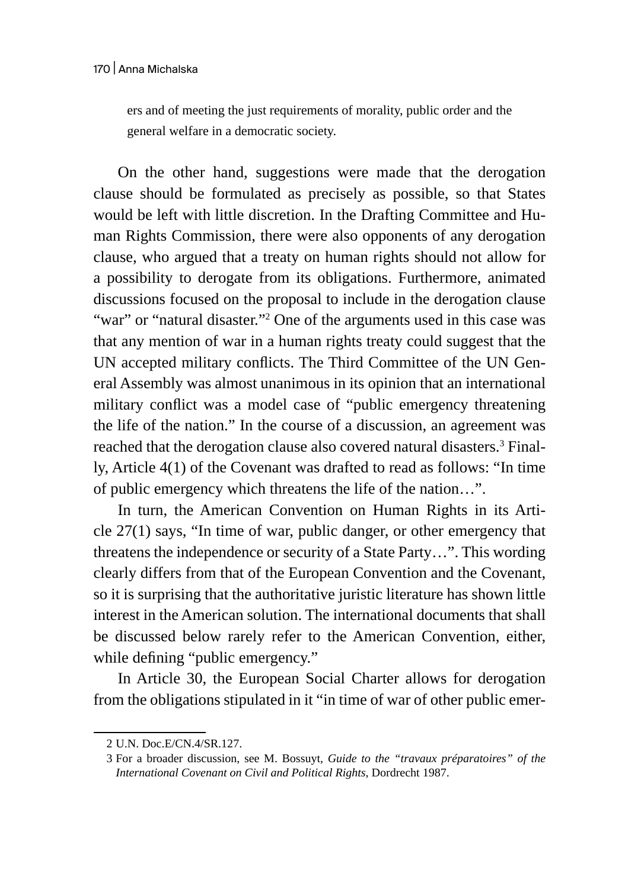ers and of meeting the just requirements of morality, public order and the general welfare in a democratic society.

On the other hand, suggestions were made that the derogation clause should be formulated as precisely as possible, so that States would be left with little discretion. In the Drafting Committee and Human Rights Commission, there were also opponents of any derogation clause, who argued that a treaty on human rights should not allow for a possibility to derogate from its obligations. Furthermore, animated discussions focused on the proposal to include in the derogation clause "war" or "natural disaster."[2] One of the arguments used in this case was that any mention of war in a human rights treaty could suggest that the UN accepted military conflicts. The Third Committee of the UN General Assembly was almost unanimous in its opinion that an international military conflict was a model case of "public emergency threatening the life of the nation." In the course of a discussion, an agreement was reached that the derogation clause also covered natural disasters.[3] Finally, Article 4(1) of the Covenant was drafted to read as follows: "In time of public emergency which threatens the life of the nation…".

In turn, the American Convention on Human Rights in its Article 27(1) says, "In time of war, public danger, or other emergency that threatens the independence or security of a State Party…". This wording clearly differs from that of the European Convention and the Covenant, so it is surprising that the authoritative juristic literature has shown little interest in the American solution. The international documents that shall be discussed below rarely refer to the American Convention, either, while defining "public emergency."

In Article 30, the European Social Charter allows for derogation from the obligations stipulated in it "in time of war of other public emer-

2 U.N. Doc.E/CN.4/SR.127.

3 For a broader discussion, see M. Bossuyt, *Guide to the "travaux préparatoires" of the International Covenant on Civil and Political Rights*, Dordrecht 1987.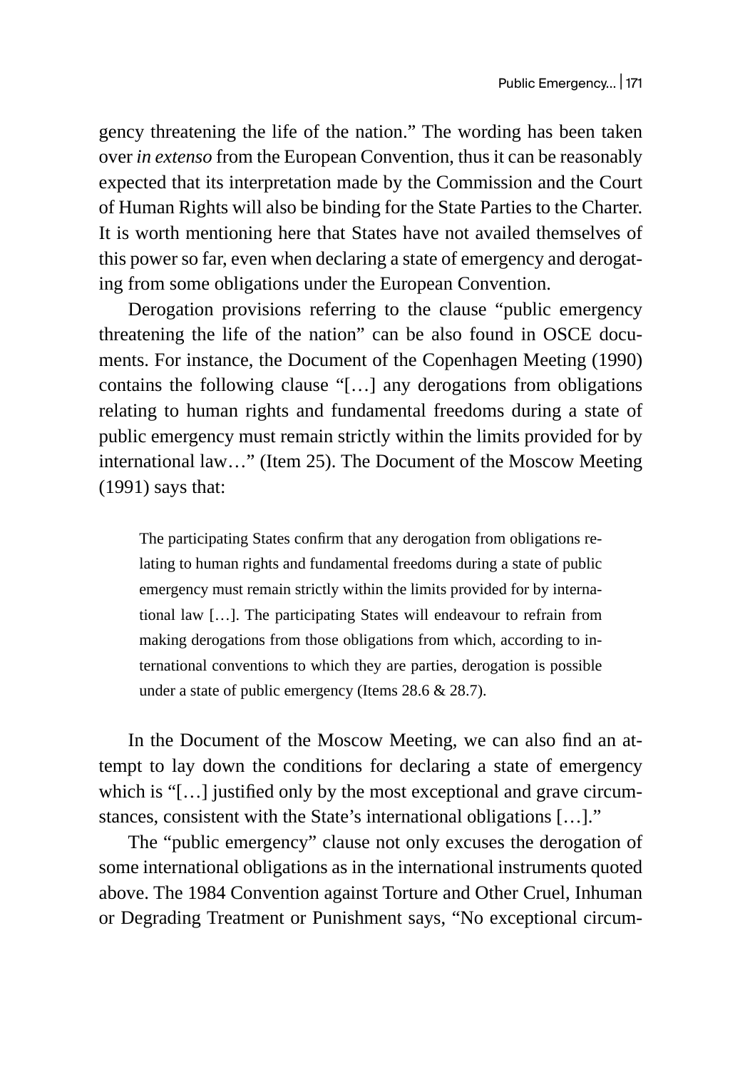gency threatening the life of the nation." The wording has been taken over *in extenso* from the European Convention, thus it can be reasonably expected that its interpretation made by the Commission and the Court of Human Rights will also be binding for the State Parties to the Charter. It is worth mentioning here that States have not availed themselves of this power so far, even when declaring a state of emergency and derogating from some obligations under the European Convention.

Derogation provisions referring to the clause "public emergency threatening the life of the nation" can be also found in OSCE documents. For instance, the Document of the Copenhagen Meeting (1990) contains the following clause "[…] any derogations from obligations relating to human rights and fundamental freedoms during a state of public emergency must remain strictly within the limits provided for by international law…" (Item 25). The Document of the Moscow Meeting (1991) says that:

> The participating States confirm that any derogation from obligations relating to human rights and fundamental freedoms during a state of public emergency must remain strictly within the limits provided for by international law […]. The participating States will endeavour to refrain from making derogations from those obligations from which, according to international conventions to which they are parties, derogation is possible under a state of public emergency (Items 28.6 & 28.7).

In the Document of the Moscow Meeting, we can also find an attempt to lay down the conditions for declaring a state of emergency which is "[…] justified only by the most exceptional and grave circumstances, consistent with the State's international obligations […]."

The "public emergency" clause not only excuses the derogation of some international obligations as in the international instruments quoted above. The 1984 Convention against Torture and Other Cruel, Inhuman or Degrading Treatment or Punishment says, "No exceptional circum-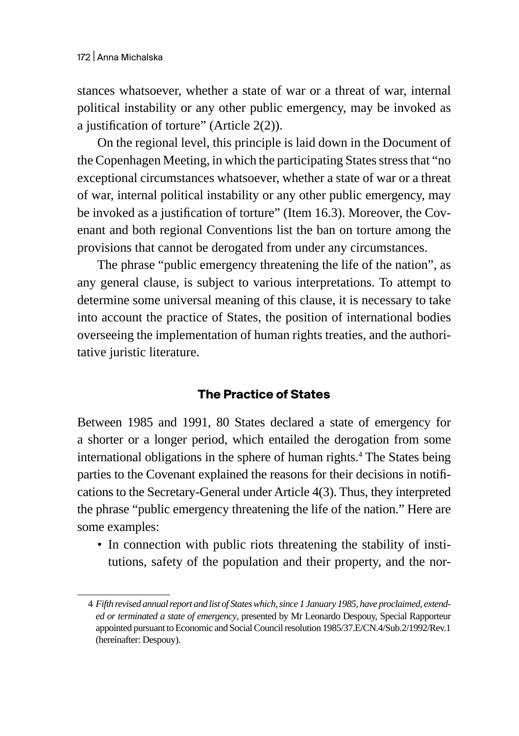stances whatsoever, whether a state of war or a threat of war, internal political instability or any other public emergency, may be invoked as a justification of torture" (Article 2(2)).

On the regional level, this principle is laid down in the Document of the Copenhagen Meeting, in which the participating States stress that "no exceptional circumstances whatsoever, whether a state of war or a threat of war, internal political instability or any other public emergency, may be invoked as a justification of torture" (Item 16.3). Moreover, the Covenant and both regional Conventions list the ban on torture among the provisions that cannot be derogated from under any circumstances.

The phrase "public emergency threatening the life of the nation", as any general clause, is subject to various interpretations. To attempt to determine some universal meaning of this clause, it is necessary to take into account the practice of States, the position of international bodies overseeing the implementation of human rights treaties, and the authoritative juristic literature.

## The Practice of States

Between 1985 and 1991, 80 States declared a state of emergency for a shorter or a longer period, which entailed the derogation from some international obligations in the sphere of human rights.[4] The States being parties to the Covenant explained the reasons for their decisions in notifications to the Secretary-General under Article 4(3). Thus, they interpreted the phrase "public emergency threatening the life of the nation." Here are some examples:

- In connection with public riots threatening the stability of institutions, safety of the population and their property, and the nor-

---

4 *Fifth revised annual report and list of States which, since 1 January 1985, have proclaimed, extended or terminated a state of emergency*, presented by Mr Leonardo Despouy, Special Rapporteur appointed pursuant to Economic and Social Council resolution 1985/37.E/CN.4/Sub.2/1992/Rev.1 (hereinafter: Despouy).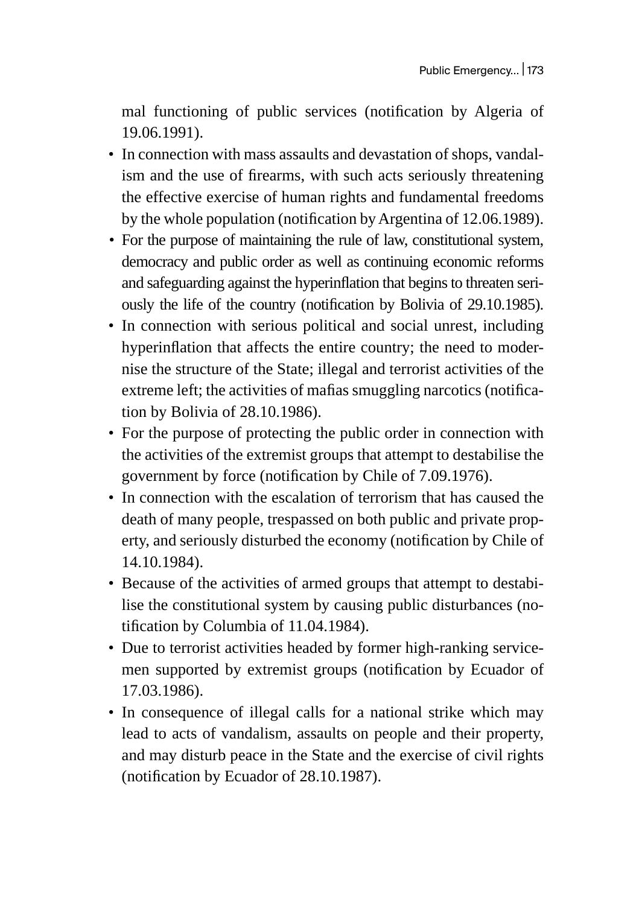mal functioning of public services (notification by Algeria of 19.06.1991).

- In connection with mass assaults and devastation of shops, vandalism and the use of firearms, with such acts seriously threatening the effective exercise of human rights and fundamental freedoms by the whole population (notification by Argentina of 12.06.1989).
- For the purpose of maintaining the rule of law, constitutional system, democracy and public order as well as continuing economic reforms and safeguarding against the hyperinflation that begins to threaten seriously the life of the country (notification by Bolivia of 29.10.1985).
- In connection with serious political and social unrest, including hyperinflation that affects the entire country; the need to modernise the structure of the State; illegal and terrorist activities of the extreme left; the activities of mafias smuggling narcotics (notification by Bolivia of 28.10.1986).
- For the purpose of protecting the public order in connection with the activities of the extremist groups that attempt to destabilise the government by force (notification by Chile of 7.09.1976).
- In connection with the escalation of terrorism that has caused the death of many people, trespassed on both public and private property, and seriously disturbed the economy (notification by Chile of 14.10.1984).
- Because of the activities of armed groups that attempt to destabilise the constitutional system by causing public disturbances (notification by Columbia of 11.04.1984).
- Due to terrorist activities headed by former high-ranking servicemen supported by extremist groups (notification by Ecuador of 17.03.1986).
- In consequence of illegal calls for a national strike which may lead to acts of vandalism, assaults on people and their property, and may disturb peace in the State and the exercise of civil rights (notification by Ecuador of 28.10.1987).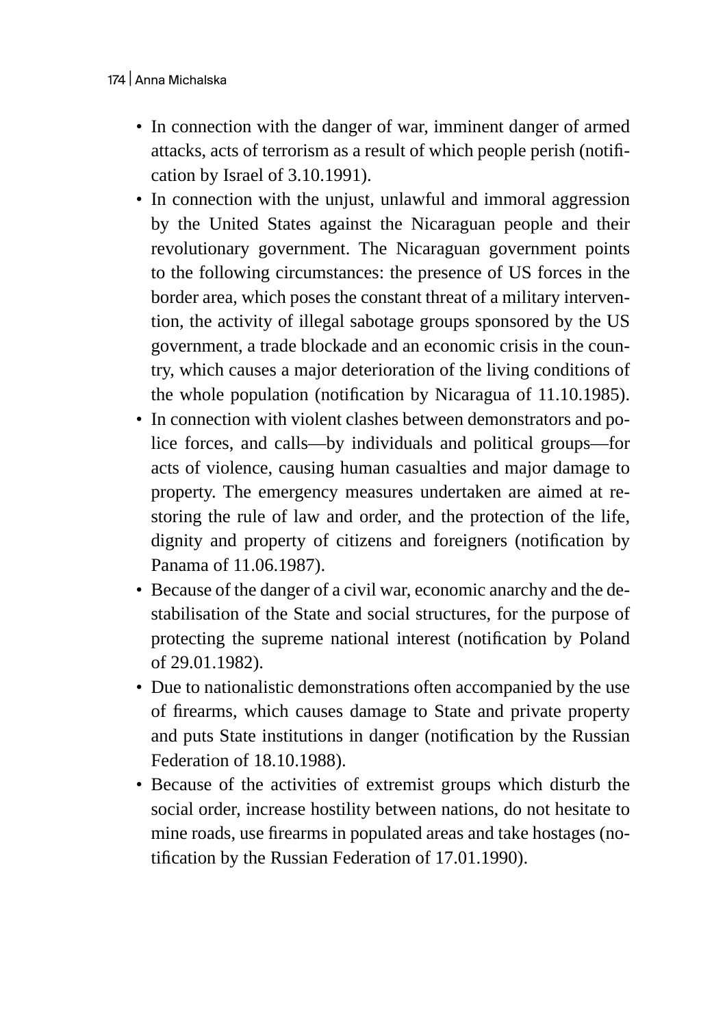- In connection with the danger of war, imminent danger of armed attacks, acts of terrorism as a result of which people perish (notification by Israel of 3.10.1991).
- In connection with the unjust, unlawful and immoral aggression by the United States against the Nicaraguan people and their revolutionary government. The Nicaraguan government points to the following circumstances: the presence of US forces in the border area, which poses the constant threat of a military intervention, the activity of illegal sabotage groups sponsored by the US government, a trade blockade and an economic crisis in the country, which causes a major deterioration of the living conditions of the whole population (notification by Nicaragua of 11.10.1985).
- In connection with violent clashes between demonstrators and police forces, and calls—by individuals and political groups—for acts of violence, causing human casualties and major damage to property. The emergency measures undertaken are aimed at restoring the rule of law and order, and the protection of the life, dignity and property of citizens and foreigners (notification by Panama of 11.06.1987).
- Because of the danger of a civil war, economic anarchy and the destabilisation of the State and social structures, for the purpose of protecting the supreme national interest (notification by Poland of 29.01.1982).
- Due to nationalistic demonstrations often accompanied by the use of firearms, which causes damage to State and private property and puts State institutions in danger (notification by the Russian Federation of 18.10.1988).
- Because of the activities of extremist groups which disturb the social order, increase hostility between nations, do not hesitate to mine roads, use firearms in populated areas and take hostages (notification by the Russian Federation of 17.01.1990).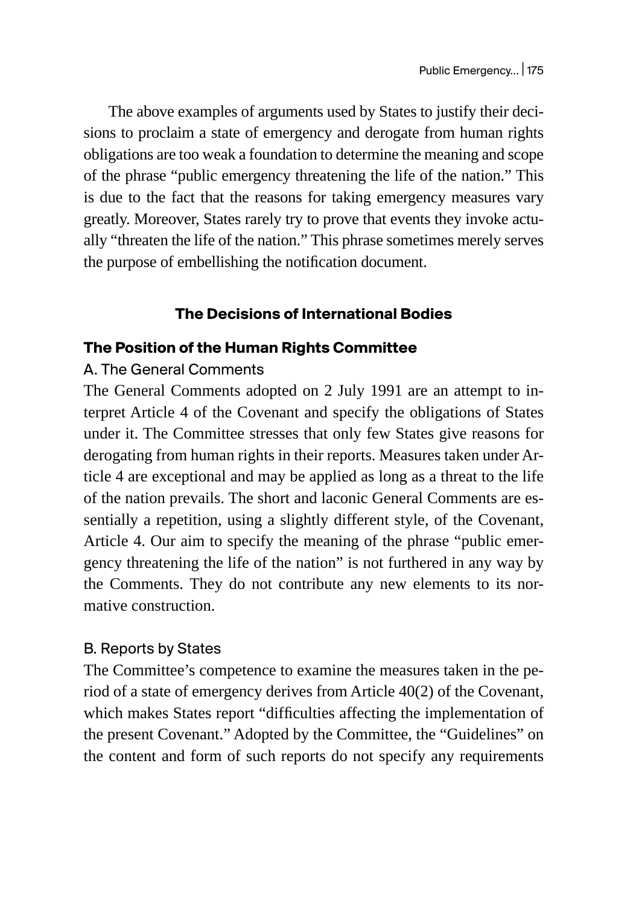The above examples of arguments used by States to justify their decisions to proclaim a state of emergency and derogate from human rights obligations are too weak a foundation to determine the meaning and scope of the phrase "public emergency threatening the life of the nation." This is due to the fact that the reasons for taking emergency measures vary greatly. Moreover, States rarely try to prove that events they invoke actually "threaten the life of the nation." This phrase sometimes merely serves the purpose of embellishing the notification document.

## The Decisions of International Bodies

### The Position of the Human Rights Committee

#### A. The General Comments

The General Comments adopted on 2 July 1991 are an attempt to interpret Article 4 of the Covenant and specify the obligations of States under it. The Committee stresses that only few States give reasons for derogating from human rights in their reports. Measures taken under Article 4 are exceptional and may be applied as long as a threat to the life of the nation prevails. The short and laconic General Comments are essentially a repetition, using a slightly different style, of the Covenant, Article 4. Our aim to specify the meaning of the phrase "public emergency threatening the life of the nation" is not furthered in any way by the Comments. They do not contribute any new elements to its normative construction.

#### B. Reports by States

The Committee's competence to examine the measures taken in the period of a state of emergency derives from Article 40(2) of the Covenant, which makes States report "difficulties affecting the implementation of the present Covenant." Adopted by the Committee, the "Guidelines" on the content and form of such reports do not specify any requirements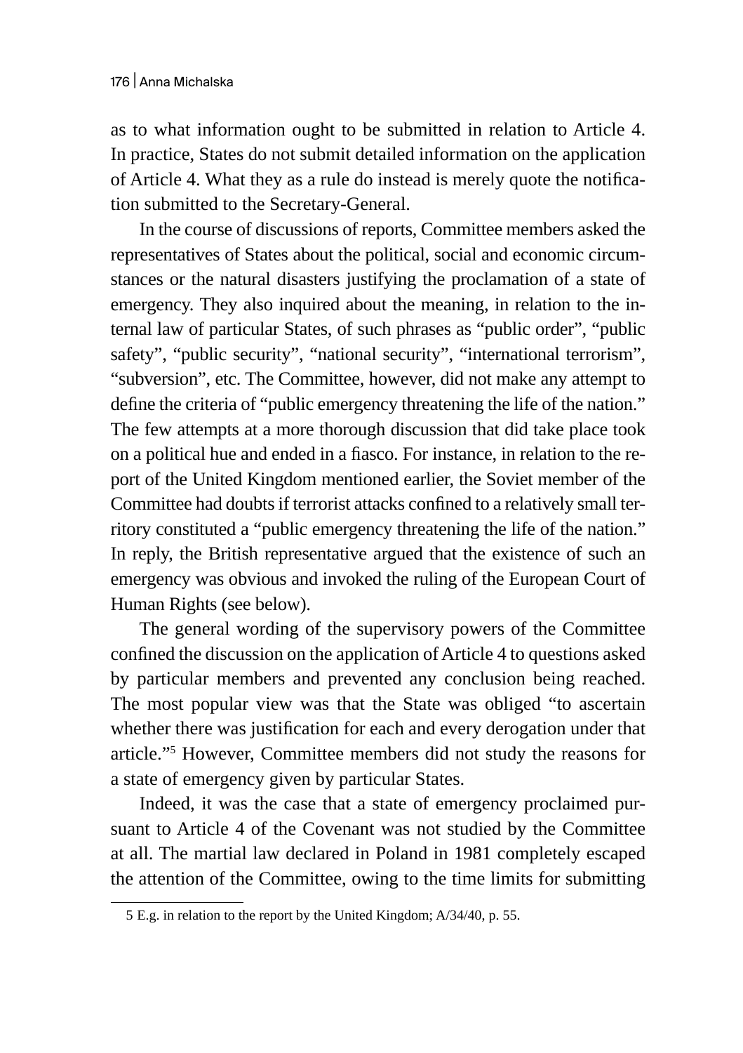as to what information ought to be submitted in relation to Article 4. In practice, States do not submit detailed information on the application of Article 4. What they as a rule do instead is merely quote the notification submitted to the Secretary-General.

In the course of discussions of reports, Committee members asked the representatives of States about the political, social and economic circumstances or the natural disasters justifying the proclamation of a state of emergency. They also inquired about the meaning, in relation to the internal law of particular States, of such phrases as "public order", "public safety", "public security", "national security", "international terrorism", "subversion", etc. The Committee, however, did not make any attempt to define the criteria of "public emergency threatening the life of the nation." The few attempts at a more thorough discussion that did take place took on a political hue and ended in a fiasco. For instance, in relation to the report of the United Kingdom mentioned earlier, the Soviet member of the Committee had doubts if terrorist attacks confined to a relatively small territory constituted a "public emergency threatening the life of the nation." In reply, the British representative argued that the existence of such an emergency was obvious and invoked the ruling of the European Court of Human Rights (see below).

The general wording of the supervisory powers of the Committee confined the discussion on the application of Article 4 to questions asked by particular members and prevented any conclusion being reached. The most popular view was that the State was obliged "to ascertain whether there was justification for each and every derogation under that article."[5] However, Committee members did not study the reasons for a state of emergency given by particular States.

Indeed, it was the case that a state of emergency proclaimed pursuant to Article 4 of the Covenant was not studied by the Committee at all. The martial law declared in Poland in 1981 completely escaped the attention of the Committee, owing to the time limits for submitting

5 E.g. in relation to the report by the United Kingdom; A/34/40, p. 55.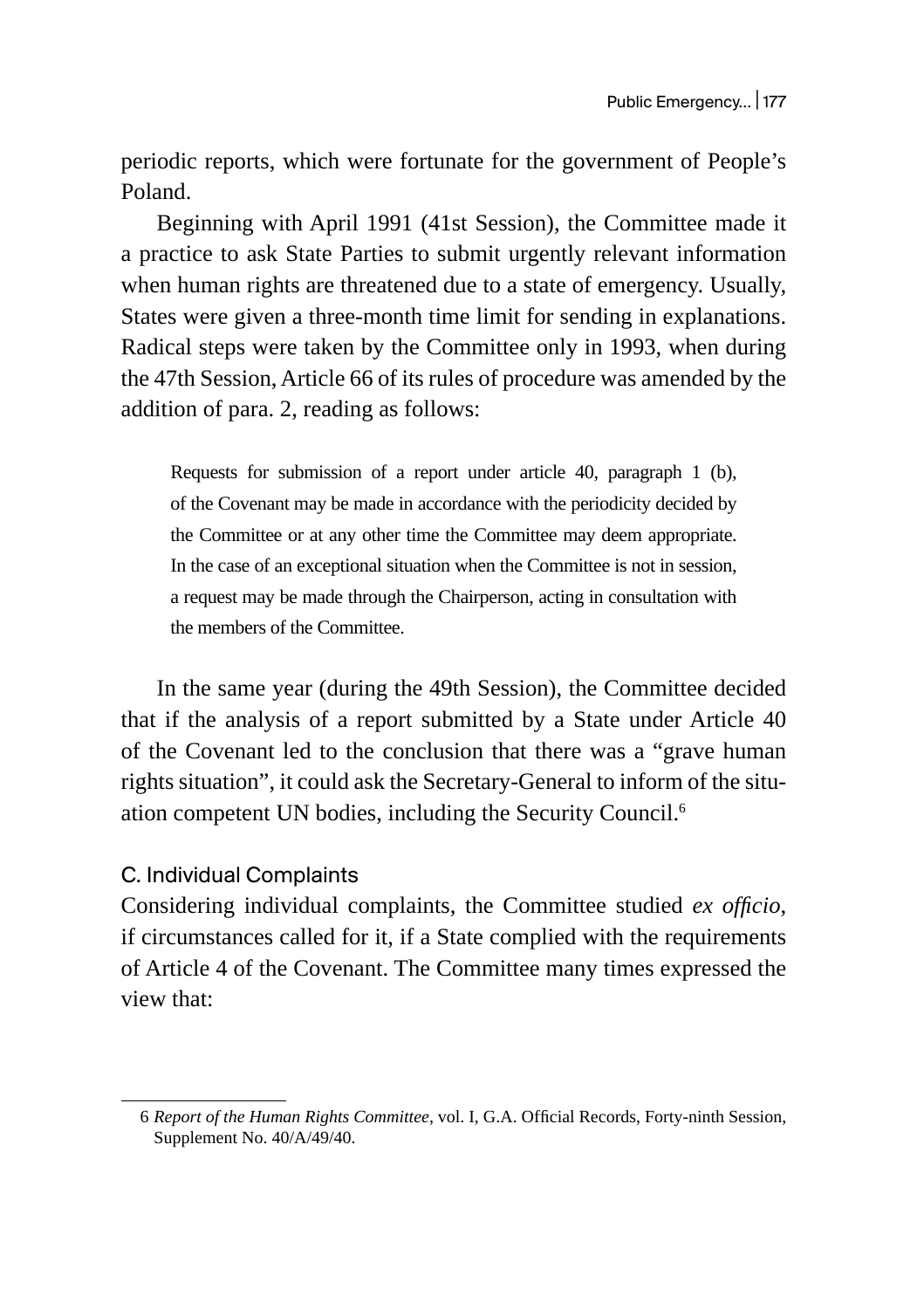periodic reports, which were fortunate for the government of People's Poland.

Beginning with April 1991 (41st Session), the Committee made it a practice to ask State Parties to submit urgently relevant information when human rights are threatened due to a state of emergency. Usually, States were given a three-month time limit for sending in explanations. Radical steps were taken by the Committee only in 1993, when during the 47th Session, Article 66 of its rules of procedure was amended by the addition of para. 2, reading as follows:

> Requests for submission of a report under article 40, paragraph 1 (b), of the Covenant may be made in accordance with the periodicity decided by the Committee or at any other time the Committee may deem appropriate. In the case of an exceptional situation when the Committee is not in session, a request may be made through the Chairperson, acting in consultation with the members of the Committee.

In the same year (during the 49th Session), the Committee decided that if the analysis of a report submitted by a State under Article 40 of the Covenant led to the conclusion that there was a "grave human rights situation", it could ask the Secretary-General to inform of the situation competent UN bodies, including the Security Council.[6]

### C. Individual Complaints

Considering individual complaints, the Committee studied *ex officio*, if circumstances called for it, if a State complied with the requirements of Article 4 of the Covenant. The Committee many times expressed the view that:

---

6 *Report of the Human Rights Committee*, vol. I, G.A. Official Records, Forty-ninth Session, Supplement No. 40/A/49/40.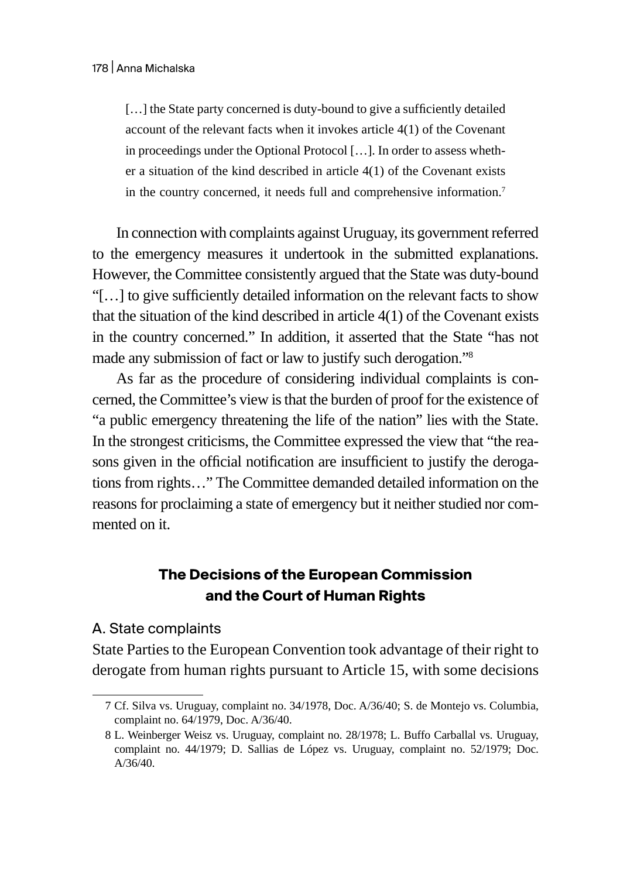> […] the State party concerned is duty-bound to give a sufficiently detailed account of the relevant facts when it invokes article 4(1) of the Covenant in proceedings under the Optional Protocol […]. In order to assess whether a situation of the kind described in article 4(1) of the Covenant exists in the country concerned, it needs full and comprehensive information.[7]

In connection with complaints against Uruguay, its government referred to the emergency measures it undertook in the submitted explanations. However, the Committee consistently argued that the State was duty-bound "[…] to give sufficiently detailed information on the relevant facts to show that the situation of the kind described in article 4(1) of the Covenant exists in the country concerned." In addition, it asserted that the State "has not made any submission of fact or law to justify such derogation."[8]

As far as the procedure of considering individual complaints is concerned, the Committee's view is that the burden of proof for the existence of "a public emergency threatening the life of the nation" lies with the State. In the strongest criticisms, the Committee expressed the view that "the reasons given in the official notification are insufficient to justify the derogations from rights…" The Committee demanded detailed information on the reasons for proclaiming a state of emergency but it neither studied nor commented on it.

## The Decisions of the European Commission and the Court of Human Rights

### A. State complaints

State Parties to the European Convention took advantage of their right to derogate from human rights pursuant to Article 15, with some decisions

---

7 Cf. Silva vs. Uruguay, complaint no. 34/1978, Doc. A/36/40; S. de Montejo vs. Columbia, complaint no. 64/1979, Doc. A/36/40.

8 L. Weinberger Weisz vs. Uruguay, complaint no. 28/1978; L. Buffo Carballal vs. Uruguay, complaint no. 44/1979; D. Sallias de López vs. Uruguay, complaint no. 52/1979; Doc. A/36/40.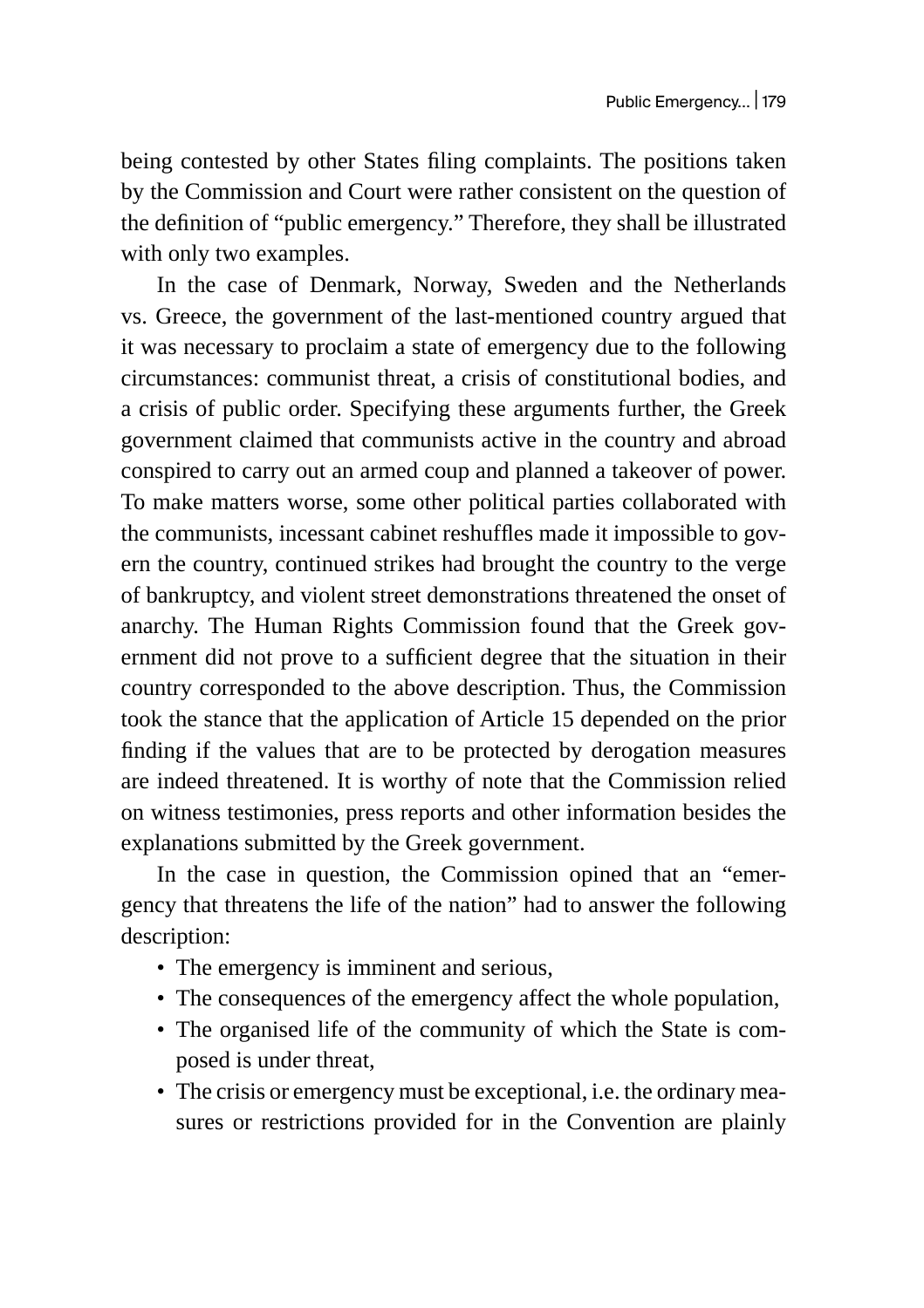being contested by other States filing complaints. The positions taken by the Commission and Court were rather consistent on the question of the definition of "public emergency." Therefore, they shall be illustrated with only two examples.

In the case of Denmark, Norway, Sweden and the Netherlands vs. Greece, the government of the last-mentioned country argued that it was necessary to proclaim a state of emergency due to the following circumstances: communist threat, a crisis of constitutional bodies, and a crisis of public order. Specifying these arguments further, the Greek government claimed that communists active in the country and abroad conspired to carry out an armed coup and planned a takeover of power. To make matters worse, some other political parties collaborated with the communists, incessant cabinet reshuffles made it impossible to govern the country, continued strikes had brought the country to the verge of bankruptcy, and violent street demonstrations threatened the onset of anarchy. The Human Rights Commission found that the Greek government did not prove to a sufficient degree that the situation in their country corresponded to the above description. Thus, the Commission took the stance that the application of Article 15 depended on the prior finding if the values that are to be protected by derogation measures are indeed threatened. It is worthy of note that the Commission relied on witness testimonies, press reports and other information besides the explanations submitted by the Greek government.

In the case in question, the Commission opined that an "emergency that threatens the life of the nation" had to answer the following description:

- The emergency is imminent and serious,
- The consequences of the emergency affect the whole population,
- The organised life of the community of which the State is composed is under threat,
- The crisis or emergency must be exceptional, i.e. the ordinary measures or restrictions provided for in the Convention are plainly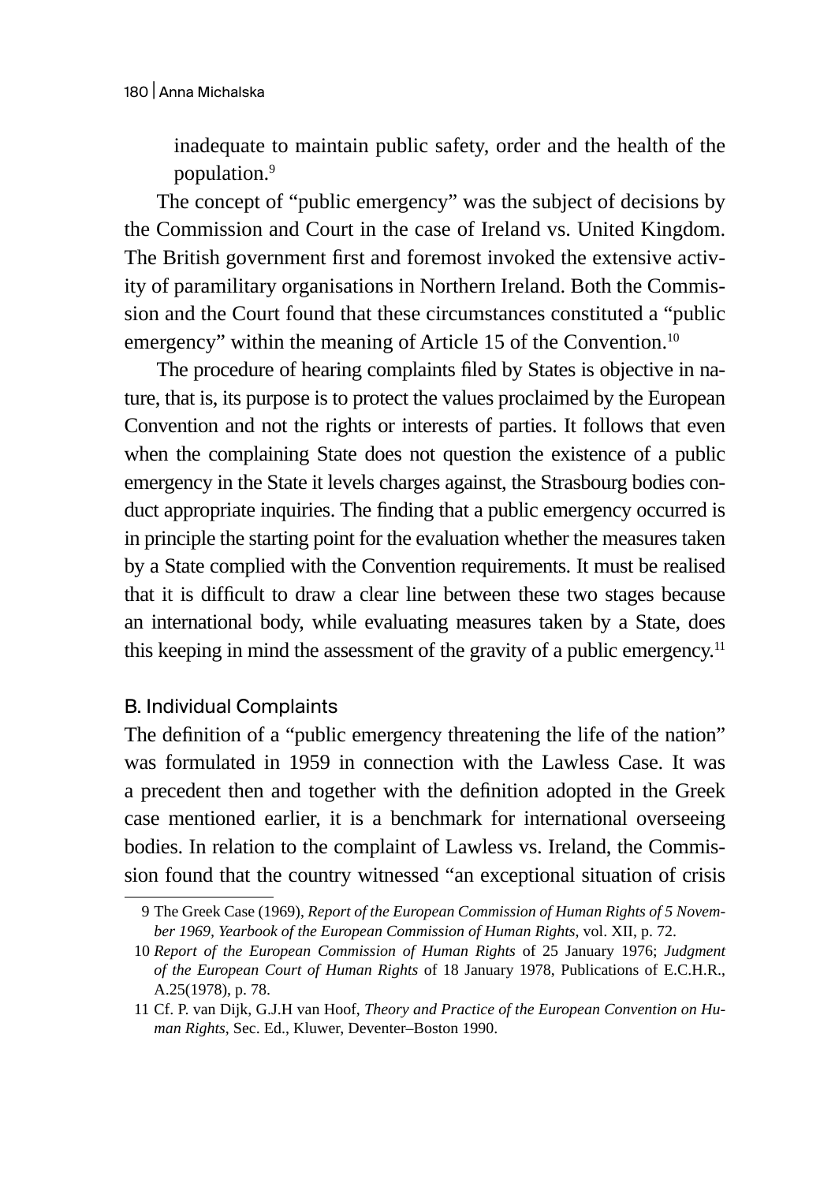inadequate to maintain public safety, order and the health of the population.[9]

The concept of "public emergency" was the subject of decisions by the Commission and Court in the case of Ireland vs. United Kingdom. The British government first and foremost invoked the extensive activity of paramilitary organisations in Northern Ireland. Both the Commission and the Court found that these circumstances constituted a "public emergency" within the meaning of Article 15 of the Convention.[10]

The procedure of hearing complaints filed by States is objective in nature, that is, its purpose is to protect the values proclaimed by the European Convention and not the rights or interests of parties. It follows that even when the complaining State does not question the existence of a public emergency in the State it levels charges against, the Strasbourg bodies conduct appropriate inquiries. The finding that a public emergency occurred is in principle the starting point for the evaluation whether the measures taken by a State complied with the Convention requirements. It must be realised that it is difficult to draw a clear line between these two stages because an international body, while evaluating measures taken by a State, does this keeping in mind the assessment of the gravity of a public emergency.[11]

### B. Individual Complaints

The definition of a "public emergency threatening the life of the nation" was formulated in 1959 in connection with the Lawless Case. It was a precedent then and together with the definition adopted in the Greek case mentioned earlier, it is a benchmark for international overseeing bodies. In relation to the complaint of Lawless vs. Ireland, the Commission found that the country witnessed "an exceptional situation of crisis

---

9 The Greek Case (1969), *Report of the European Commission of Human Rights of 5 November 1969*, *Yearbook of the European Commission of Human Rights*, vol. XII, p. 72.

10 *Report of the European Commission of Human Rights* of 25 January 1976; *Judgment of the European Court of Human Rights* of 18 January 1978, Publications of E.C.H.R., A.25(1978), p. 78.

11 Cf. P. van Dijk, G.J.H van Hoof, *Theory and Practice of the European Convention on Human Rights*, Sec. Ed., Kluwer, Deventer–Boston 1990.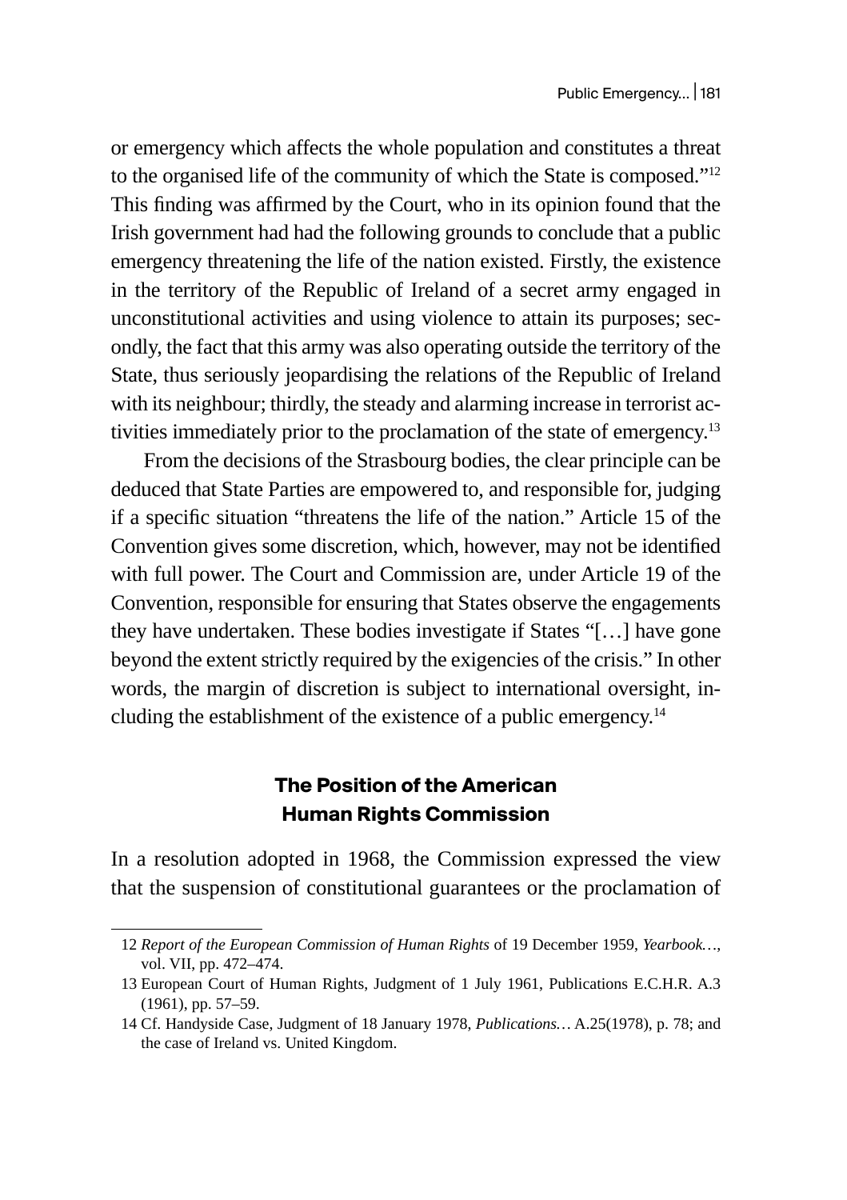or emergency which affects the whole population and constitutes a threat to the organised life of the community of which the State is composed."[12] This finding was affirmed by the Court, who in its opinion found that the Irish government had had the following grounds to conclude that a public emergency threatening the life of the nation existed. Firstly, the existence in the territory of the Republic of Ireland of a secret army engaged in unconstitutional activities and using violence to attain its purposes; secondly, the fact that this army was also operating outside the territory of the State, thus seriously jeopardising the relations of the Republic of Ireland with its neighbour; thirdly, the steady and alarming increase in terrorist activities immediately prior to the proclamation of the state of emergency.[13]

From the decisions of the Strasbourg bodies, the clear principle can be deduced that State Parties are empowered to, and responsible for, judging if a specific situation "threatens the life of the nation." Article 15 of the Convention gives some discretion, which, however, may not be identified with full power. The Court and Commission are, under Article 19 of the Convention, responsible for ensuring that States observe the engagements they have undertaken. These bodies investigate if States "[…] have gone beyond the extent strictly required by the exigencies of the crisis." In other words, the margin of discretion is subject to international oversight, including the establishment of the existence of a public emergency.[14]

## The Position of the American Human Rights Commission

In a resolution adopted in 1968, the Commission expressed the view that the suspension of constitutional guarantees or the proclamation of

---

12 *Report of the European Commission of Human Rights* of 19 December 1959, *Yearbook…*, vol. VII, pp. 472–474.

13 European Court of Human Rights, Judgment of 1 July 1961, Publications E.C.H.R. A.3 (1961), pp. 57–59.

14 Cf. Handyside Case, Judgment of 18 January 1978, *Publications…* A.25(1978), p. 78; and the case of Ireland vs. United Kingdom.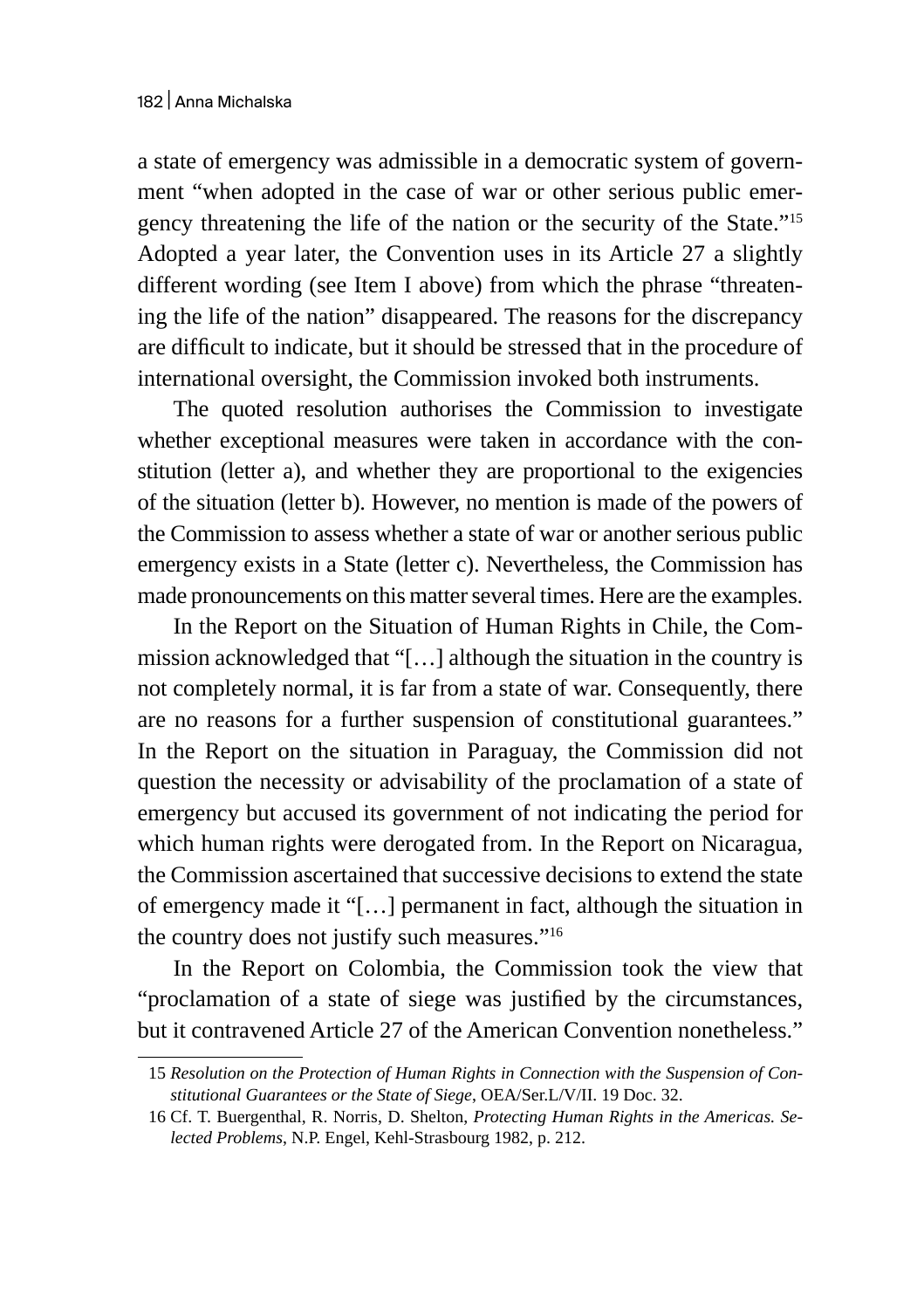a state of emergency was admissible in a democratic system of government "when adopted in the case of war or other serious public emergency threatening the life of the nation or the security of the State."[15] Adopted a year later, the Convention uses in its Article 27 a slightly different wording (see Item I above) from which the phrase "threatening the life of the nation" disappeared. The reasons for the discrepancy are difficult to indicate, but it should be stressed that in the procedure of international oversight, the Commission invoked both instruments.

The quoted resolution authorises the Commission to investigate whether exceptional measures were taken in accordance with the constitution (letter a), and whether they are proportional to the exigencies of the situation (letter b). However, no mention is made of the powers of the Commission to assess whether a state of war or another serious public emergency exists in a State (letter c). Nevertheless, the Commission has made pronouncements on this matter several times. Here are the examples.

In the Report on the Situation of Human Rights in Chile, the Commission acknowledged that "[…] although the situation in the country is not completely normal, it is far from a state of war. Consequently, there are no reasons for a further suspension of constitutional guarantees." In the Report on the situation in Paraguay, the Commission did not question the necessity or advisability of the proclamation of a state of emergency but accused its government of not indicating the period for which human rights were derogated from. In the Report on Nicaragua, the Commission ascertained that successive decisions to extend the state of emergency made it "[…] permanent in fact, although the situation in the country does not justify such measures."[16]

In the Report on Colombia, the Commission took the view that "proclamation of a state of siege was justified by the circumstances, but it contravened Article 27 of the American Convention nonetheless."

---

15 *Resolution on the Protection of Human Rights in Connection with the Suspension of Constitutional Guarantees or the State of Siege*, OEA/Ser.L/V/II. 19 Doc. 32.

16 Cf. T. Buergenthal, R. Norris, D. Shelton, *Protecting Human Rights in the Americas. Selected Problems*, N.P. Engel, Kehl-Strasbourg 1982, p. 212.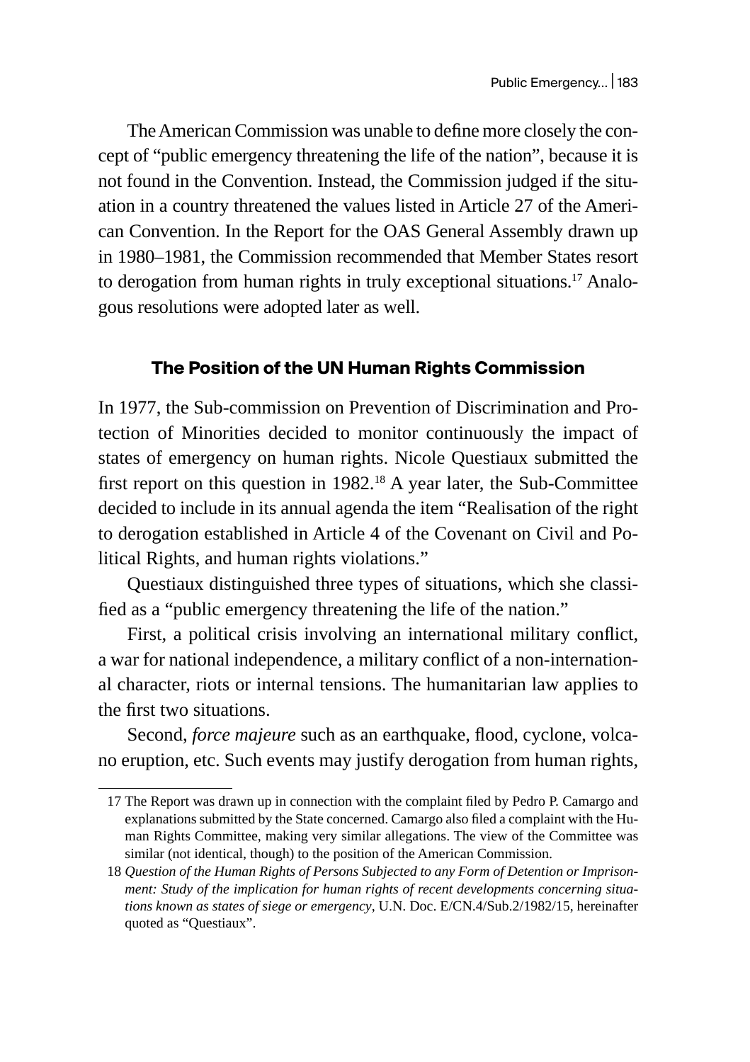The American Commission was unable to define more closely the concept of "public emergency threatening the life of the nation", because it is not found in the Convention. Instead, the Commission judged if the situation in a country threatened the values listed in Article 27 of the American Convention. In the Report for the OAS General Assembly drawn up in 1980–1981, the Commission recommended that Member States resort to derogation from human rights in truly exceptional situations.[17] Analogous resolutions were adopted later as well.

## The Position of the UN Human Rights Commission

In 1977, the Sub-commission on Prevention of Discrimination and Protection of Minorities decided to monitor continuously the impact of states of emergency on human rights. Nicole Questiaux submitted the first report on this question in 1982.[18] A year later, the Sub-Committee decided to include in its annual agenda the item "Realisation of the right to derogation established in Article 4 of the Covenant on Civil and Political Rights, and human rights violations."

Questiaux distinguished three types of situations, which she classified as a "public emergency threatening the life of the nation."

First, a political crisis involving an international military conflict, a war for national independence, a military conflict of a non-international character, riots or internal tensions. The humanitarian law applies to the first two situations.

Second, *force majeure* such as an earthquake, flood, cyclone, volcano eruption, etc. Such events may justify derogation from human rights,

---

17 The Report was drawn up in connection with the complaint filed by Pedro P. Camargo and explanations submitted by the State concerned. Camargo also filed a complaint with the Human Rights Committee, making very similar allegations. The view of the Committee was similar (not identical, though) to the position of the American Commission.

18 *Question of the Human Rights of Persons Subjected to any Form of Detention or Imprisonment: Study of the implication for human rights of recent developments concerning situations known as states of siege or emergency*, U.N. Doc. E/CN.4/Sub.2/1982/15, hereinafter quoted as "Questiaux".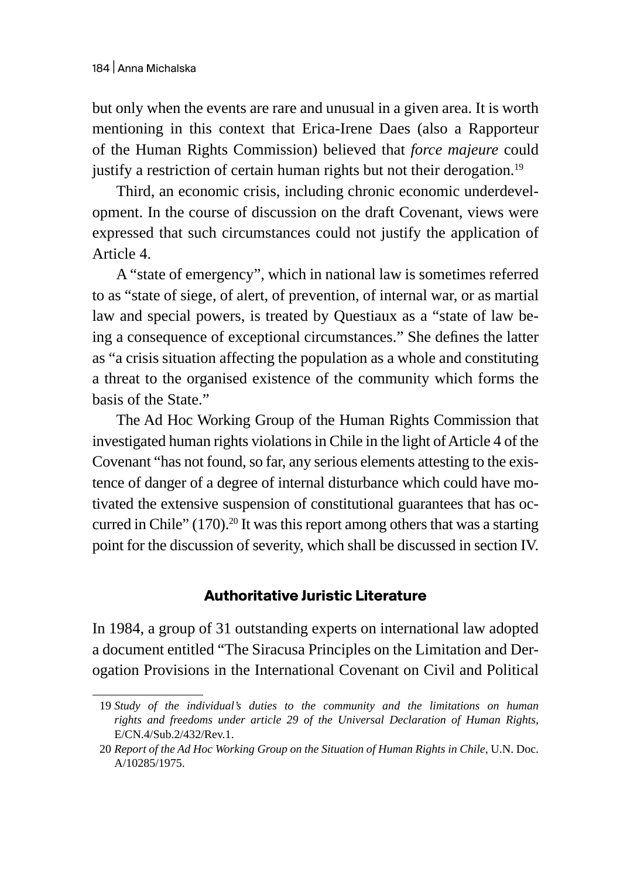but only when the events are rare and unusual in a given area. It is worth mentioning in this context that Erica-Irene Daes (also a Rapporteur of the Human Rights Commission) believed that *force majeure* could justify a restriction of certain human rights but not their derogation.[19]

Third, an economic crisis, including chronic economic underdevelopment. In the course of discussion on the draft Covenant, views were expressed that such circumstances could not justify the application of Article 4.

A "state of emergency", which in national law is sometimes referred to as "state of siege, of alert, of prevention, of internal war, or as martial law and special powers, is treated by Questiaux as a "state of law being a consequence of exceptional circumstances." She defines the latter as "a crisis situation affecting the population as a whole and constituting a threat to the organised existence of the community which forms the basis of the State."

The Ad Hoc Working Group of the Human Rights Commission that investigated human rights violations in Chile in the light of Article 4 of the Covenant "has not found, so far, any serious elements attesting to the existence of danger of a degree of internal disturbance which could have motivated the extensive suspension of constitutional guarantees that has occurred in Chile" (170).[20] It was this report among others that was a starting point for the discussion of severity, which shall be discussed in section IV.

### Authoritative Juristic Literature

In 1984, a group of 31 outstanding experts on international law adopted a document entitled "The Siracusa Principles on the Limitation and Derogation Provisions in the International Covenant on Civil and Political

---

19 *Study of the individual's duties to the community and the limitations on human rights and freedoms under article 29 of the Universal Declaration of Human Rights,* E/CN.4/Sub.2/432/Rev.1.

20 *Report of the Ad Hoc Working Group on the Situation of Human Rights in Chile*, U.N. Doc. A/10285/1975.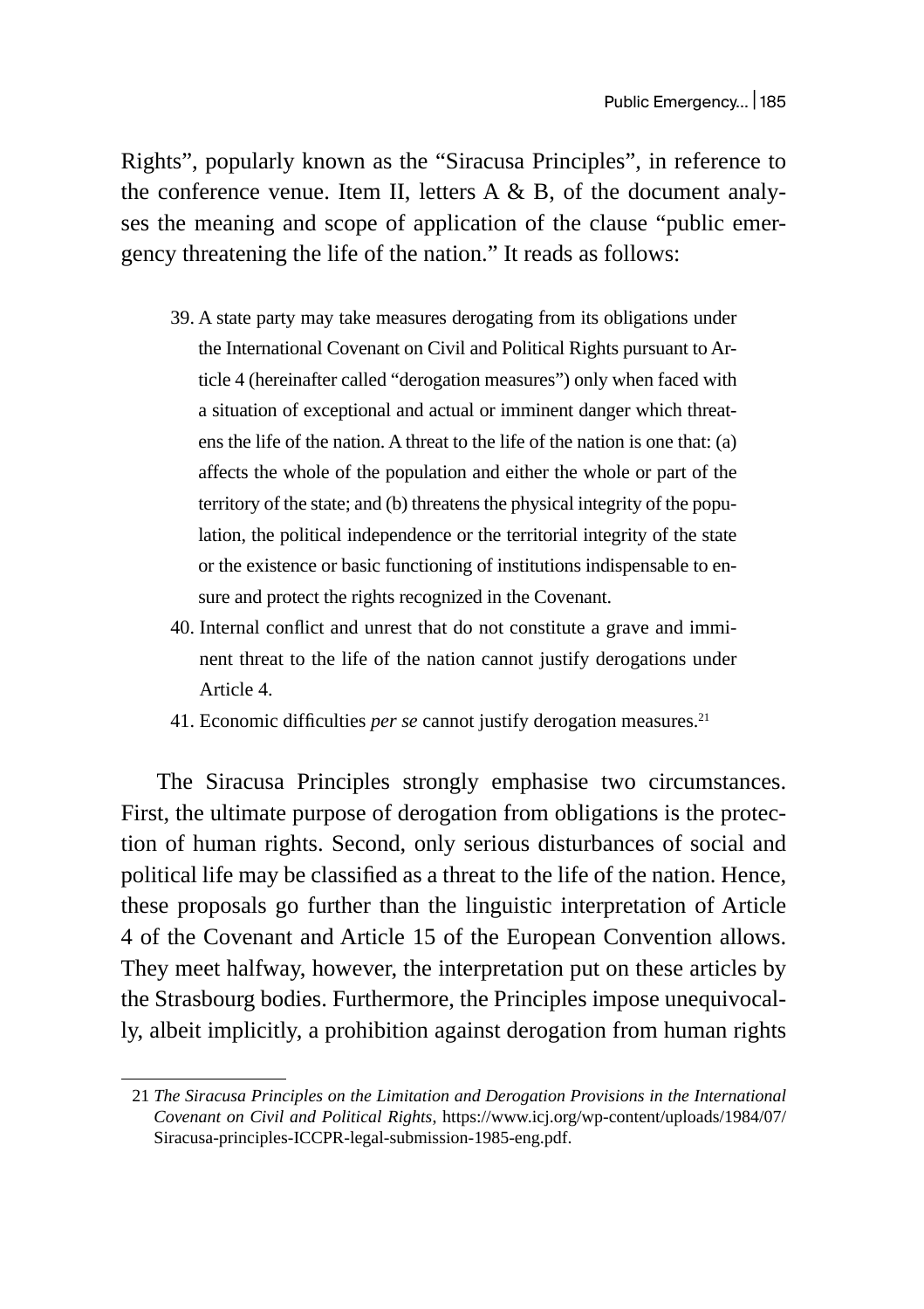Rights", popularly known as the "Siracusa Principles", in reference to the conference venue. Item II, letters A & B, of the document analyses the meaning and scope of application of the clause "public emergency threatening the life of the nation." It reads as follows:

> 39. A state party may take measures derogating from its obligations under the International Covenant on Civil and Political Rights pursuant to Article 4 (hereinafter called "derogation measures") only when faced with a situation of exceptional and actual or imminent danger which threatens the life of the nation. A threat to the life of the nation is one that: (a) affects the whole of the population and either the whole or part of the territory of the state; and (b) threatens the physical integrity of the population, the political independence or the territorial integrity of the state or the existence or basic functioning of institutions indispensable to ensure and protect the rights recognized in the Covenant.
> 40. Internal conflict and unrest that do not constitute a grave and imminent threat to the life of the nation cannot justify derogations under Article 4.
> 41. Economic difficulties *per se* cannot justify derogation measures.[21]

The Siracusa Principles strongly emphasise two circumstances. First, the ultimate purpose of derogation from obligations is the protection of human rights. Second, only serious disturbances of social and political life may be classified as a threat to the life of the nation. Hence, these proposals go further than the linguistic interpretation of Article 4 of the Covenant and Article 15 of the European Convention allows. They meet halfway, however, the interpretation put on these articles by the Strasbourg bodies. Furthermore, the Principles impose unequivocally, albeit implicitly, a prohibition against derogation from human rights

---

21 *The Siracusa Principles on the Limitation and Derogation Provisions in the International Covenant on Civil and Political Rights*, https://www.icj.org/wp-content/uploads/1984/07/Siracusa-principles-ICCPR-legal-submission-1985-eng.pdf.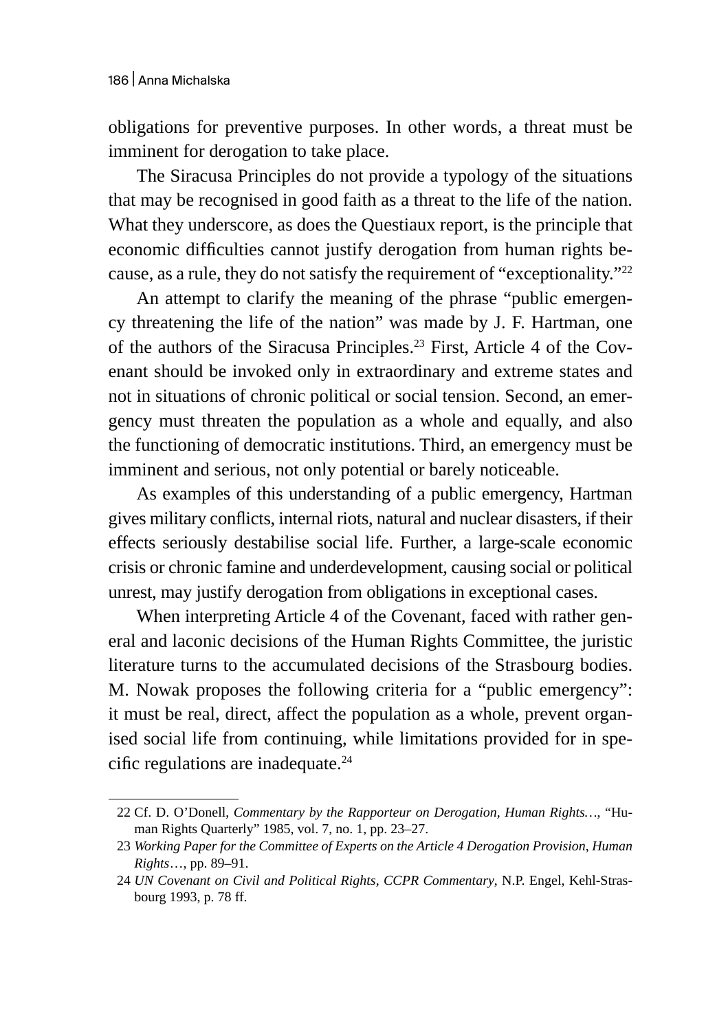obligations for preventive purposes. In other words, a threat must be imminent for derogation to take place.

The Siracusa Principles do not provide a typology of the situations that may be recognised in good faith as a threat to the life of the nation. What they underscore, as does the Questiaux report, is the principle that economic difficulties cannot justify derogation from human rights because, as a rule, they do not satisfy the requirement of "exceptionality."[22]

An attempt to clarify the meaning of the phrase "public emergency threatening the life of the nation" was made by J. F. Hartman, one of the authors of the Siracusa Principles.[23] First, Article 4 of the Covenant should be invoked only in extraordinary and extreme states and not in situations of chronic political or social tension. Second, an emergency must threaten the population as a whole and equally, and also the functioning of democratic institutions. Third, an emergency must be imminent and serious, not only potential or barely noticeable.

As examples of this understanding of a public emergency, Hartman gives military conflicts, internal riots, natural and nuclear disasters, if their effects seriously destabilise social life. Further, a large-scale economic crisis or chronic famine and underdevelopment, causing social or political unrest, may justify derogation from obligations in exceptional cases.

When interpreting Article 4 of the Covenant, faced with rather general and laconic decisions of the Human Rights Committee, the juristic literature turns to the accumulated decisions of the Strasbourg bodies. M. Nowak proposes the following criteria for a "public emergency": it must be real, direct, affect the population as a whole, prevent organised social life from continuing, while limitations provided for in specific regulations are inadequate.[24]

---

22 Cf. D. O'Donell, *Commentary by the Rapporteur on Derogation, Human Rights…*, "Human Rights Quarterly" 1985, vol. 7, no. 1, pp. 23–27.

23 *Working Paper for the Committee of Experts on the Article 4 Derogation Provision*, *Human Rights*…, pp. 89–91.

24 *UN Covenant on Civil and Political Rights, CCPR Commentary*, N.P. Engel, Kehl-Strasbourg 1993, p. 78 ff.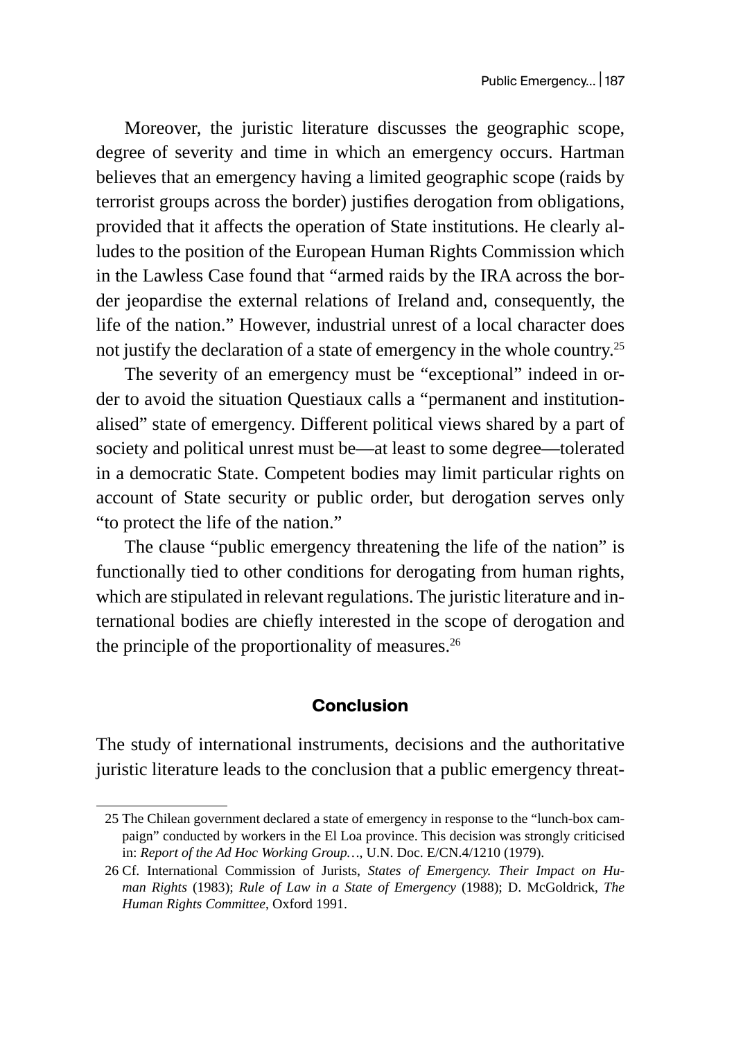Moreover, the juristic literature discusses the geographic scope, degree of severity and time in which an emergency occurs. Hartman believes that an emergency having a limited geographic scope (raids by terrorist groups across the border) justifies derogation from obligations, provided that it affects the operation of State institutions. He clearly alludes to the position of the European Human Rights Commission which in the Lawless Case found that "armed raids by the IRA across the border jeopardise the external relations of Ireland and, consequently, the life of the nation." However, industrial unrest of a local character does not justify the declaration of a state of emergency in the whole country.[25]

The severity of an emergency must be "exceptional" indeed in order to avoid the situation Questiaux calls a "permanent and institutionalised" state of emergency. Different political views shared by a part of society and political unrest must be—at least to some degree—tolerated in a democratic State. Competent bodies may limit particular rights on account of State security or public order, but derogation serves only "to protect the life of the nation."

The clause "public emergency threatening the life of the nation" is functionally tied to other conditions for derogating from human rights, which are stipulated in relevant regulations. The juristic literature and international bodies are chiefly interested in the scope of derogation and the principle of the proportionality of measures.[26]

## Conclusion

The study of international instruments, decisions and the authoritative juristic literature leads to the conclusion that a public emergency threat-

---

25 The Chilean government declared a state of emergency in response to the "lunch-box campaign" conducted by workers in the El Loa province. This decision was strongly criticised in: *Report of the Ad Hoc Working Group…*, U.N. Doc. E/CN.4/1210 (1979).

26 Cf. International Commission of Jurists, *States of Emergency. Their Impact on Human Rights* (1983); *Rule of Law in a State of Emergency* (1988); D. McGoldrick, *The Human Rights Committee*, Oxford 1991.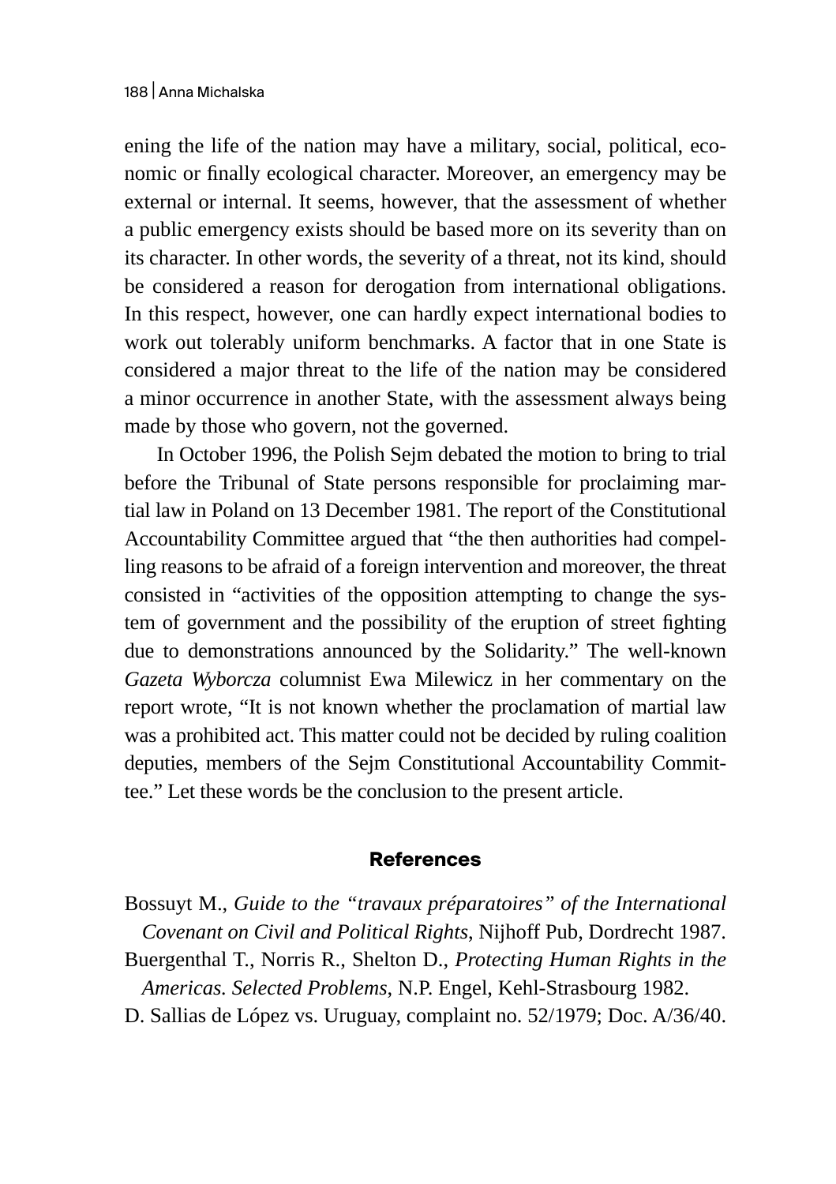ening the life of the nation may have a military, social, political, economic or finally ecological character. Moreover, an emergency may be external or internal. It seems, however, that the assessment of whether a public emergency exists should be based more on its severity than on its character. In other words, the severity of a threat, not its kind, should be considered a reason for derogation from international obligations. In this respect, however, one can hardly expect international bodies to work out tolerably uniform benchmarks. A factor that in one State is considered a major threat to the life of the nation may be considered a minor occurrence in another State, with the assessment always being made by those who govern, not the governed.

In October 1996, the Polish Sejm debated the motion to bring to trial before the Tribunal of State persons responsible for proclaiming martial law in Poland on 13 December 1981. The report of the Constitutional Accountability Committee argued that "the then authorities had compelling reasons to be afraid of a foreign intervention and moreover, the threat consisted in "activities of the opposition attempting to change the system of government and the possibility of the eruption of street fighting due to demonstrations announced by the Solidarity." The well-known *Gazeta Wyborcza* columnist Ewa Milewicz in her commentary on the report wrote, "It is not known whether the proclamation of martial law was a prohibited act. This matter could not be decided by ruling coalition deputies, members of the Sejm Constitutional Accountability Committee." Let these words be the conclusion to the present article.

## References

Bossuyt M., *Guide to the "travaux préparatoires" of the International Covenant on Civil and Political Rights*, Nijhoff Pub, Dordrecht 1987.

Buergenthal T., Norris R., Shelton D., *Protecting Human Rights in the Americas. Selected Problems*, N.P. Engel, Kehl-Strasbourg 1982.

D. Sallias de López vs. Uruguay, complaint no. 52/1979; Doc. A/36/40.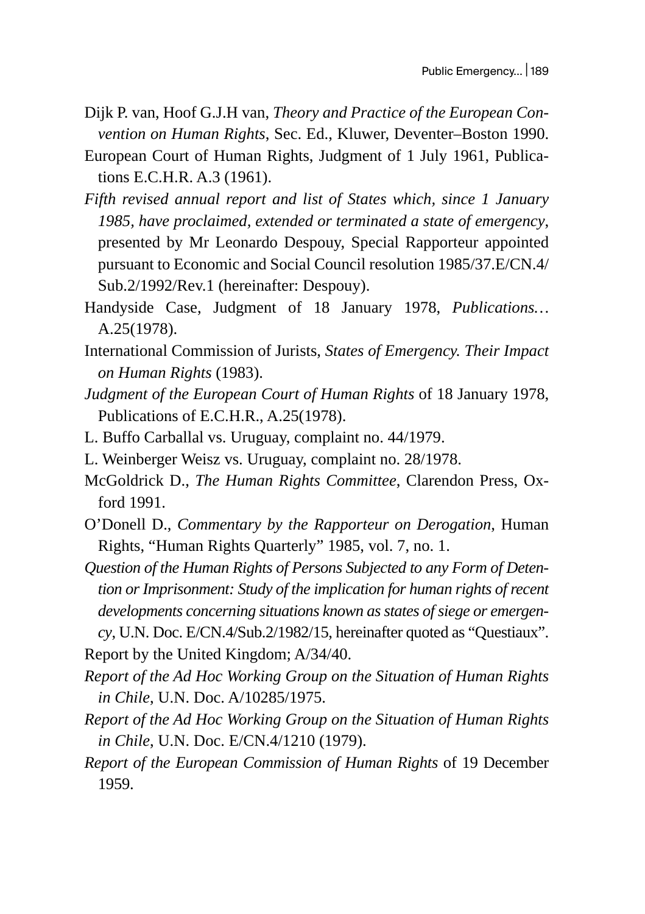Dijk P. van, Hoof G.J.H van, *Theory and Practice of the European Convention on Human Rights*, Sec. Ed., Kluwer, Deventer–Boston 1990.

European Court of Human Rights, Judgment of 1 July 1961, Publications E.C.H.R. A.3 (1961).

*Fifth revised annual report and list of States which, since 1 January 1985, have proclaimed, extended or terminated a state of emergency*, presented by Mr Leonardo Despouy, Special Rapporteur appointed pursuant to Economic and Social Council resolution 1985/37.E/CN.4/Sub.2/1992/Rev.1 (hereinafter: Despouy).

Handyside Case, Judgment of 18 January 1978, *Publications…* A.25(1978).

International Commission of Jurists, *States of Emergency. Their Impact on Human Rights* (1983).

*Judgment of the European Court of Human Rights* of 18 January 1978, Publications of E.C.H.R., A.25(1978).

L. Buffo Carballal vs. Uruguay, complaint no. 44/1979.

L. Weinberger Weisz vs. Uruguay, complaint no. 28/1978.

McGoldrick D., *The Human Rights Committee*, Clarendon Press, Oxford 1991.

O'Donell D., *Commentary by the Rapporteur on Derogation*, Human Rights, "Human Rights Quarterly" 1985, vol. 7, no. 1.

*Question of the Human Rights of Persons Subjected to any Form of Detention or Imprisonment: Study of the implication for human rights of recent developments concerning situations known as states of siege or emergency*, U.N. Doc. E/CN.4/Sub.2/1982/15, hereinafter quoted as "Questiaux".

Report by the United Kingdom; A/34/40.

*Report of the Ad Hoc Working Group on the Situation of Human Rights in Chile*, U.N. Doc. A/10285/1975.

*Report of the Ad Hoc Working Group on the Situation of Human Rights in Chile*, U.N. Doc. E/CN.4/1210 (1979).

*Report of the European Commission of Human Rights* of 19 December 1959.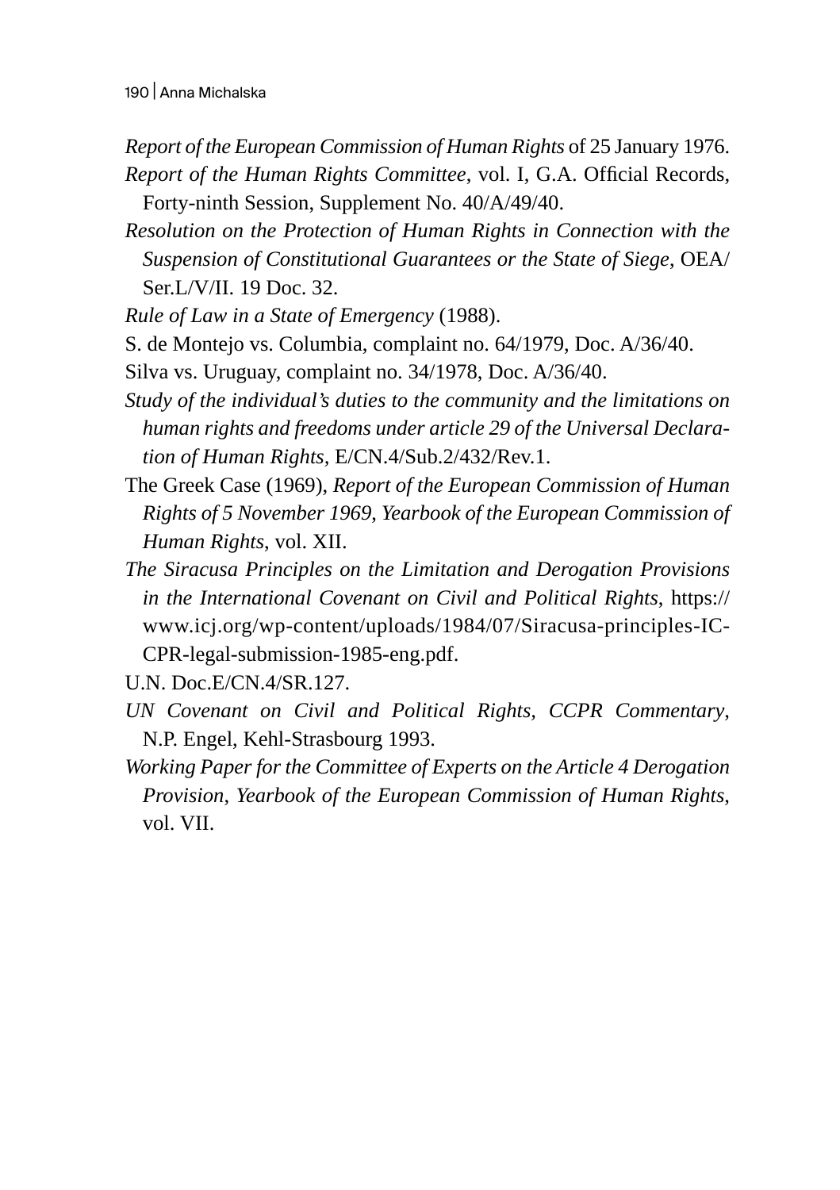*Report of the European Commission of Human Rights* of 25 January 1976.

*Report of the Human Rights Committee*, vol. I, G.A. Official Records, Forty-ninth Session, Supplement No. 40/A/49/40.

*Resolution on the Protection of Human Rights in Connection with the Suspension of Constitutional Guarantees or the State of Siege*, OEA/Ser.L/V/II. 19 Doc. 32.

*Rule of Law in a State of Emergency* (1988).

S. de Montejo vs. Columbia, complaint no. 64/1979, Doc. A/36/40.

Silva vs. Uruguay, complaint no. 34/1978, Doc. A/36/40.

*Study of the individual's duties to the community and the limitations on human rights and freedoms under article 29 of the Universal Declaration of Human Rights*, E/CN.4/Sub.2/432/Rev.1.

The Greek Case (1969), *Report of the European Commission of Human Rights of 5 November 1969*, *Yearbook of the European Commission of Human Rights*, vol. XII.

*The Siracusa Principles on the Limitation and Derogation Provisions in the International Covenant on Civil and Political Rights*, https://www.icj.org/wp-content/uploads/1984/07/Siracusa-principles-ICCPR-legal-submission-1985-eng.pdf.

U.N. Doc.E/CN.4/SR.127.

*UN Covenant on Civil and Political Rights, CCPR Commentary*, N.P. Engel, Kehl-Strasbourg 1993.

*Working Paper for the Committee of Experts on the Article 4 Derogation Provision*, *Yearbook of the European Commission of Human Rights*, vol. VII.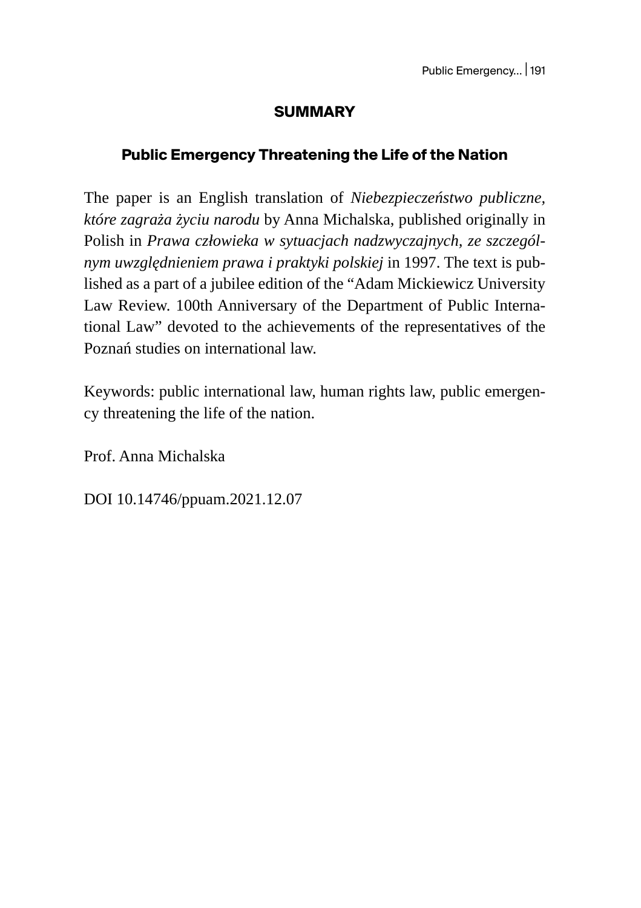## SUMMARY

### Public Emergency Threatening the Life of the Nation

The paper is an English translation of *Niebezpieczeństwo publiczne, które zagraża życiu narodu* by Anna Michalska, published originally in Polish in *Prawa człowieka w sytuacjach nadzwyczajnych, ze szczególnym uwzględnieniem prawa i praktyki polskiej* in 1997. The text is published as a part of a jubilee edition of the "Adam Mickiewicz University Law Review. 100th Anniversary of the Department of Public International Law" devoted to the achievements of the representatives of the Poznań studies on international law.

Keywords: public international law, human rights law, public emergency threatening the life of the nation.

Prof. Anna Michalska

DOI 10.14746/ppuam.2021.12.07